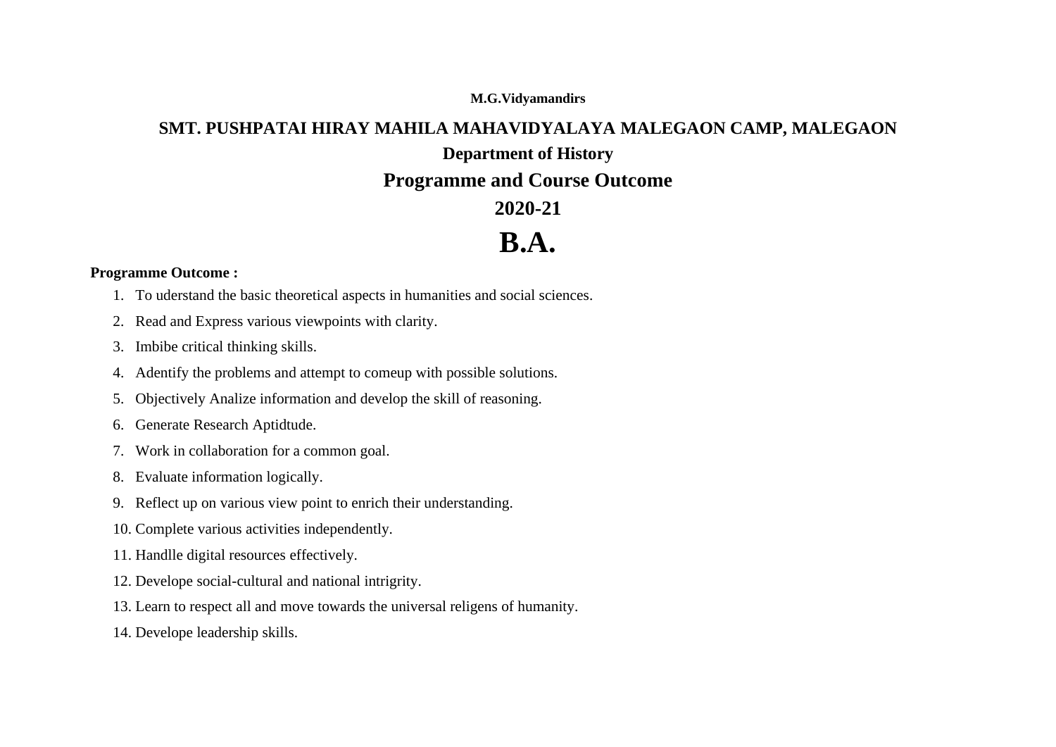**M.G.Vidyamandirs**

## SMT. PUSHPATAI HIRAY MAHILA MAHAVIDYALAYA MALEGAON CAMP, MALEGAON

### Department of History

## Programme and Course Outcome

## 2020-21

# B.A.

**Programme Outcome :**

1. To uderstand the basic theoretical aspects in humanities and social sciences.
2. Read and Express various viewpoints with clarity.
3. Imbibe critical thinking skills.
4. Adentify the problems and attempt to comeup with possible solutions.
5. Objectively Analize information and develop the skill of reasoning.
6. Generate Research Aptidtude.
7. Work in collaboration for a common goal.
8. Evaluate information logically.
9. Reflect up on various view point to enrich their understanding.
10. Complete various activities independently.
11. Handlle digital resources effectively.
12. Develope social-cultural and national intrigrity.
13. Learn to respect all and move towards the universal religens of humanity.
14. Develope leadership skills.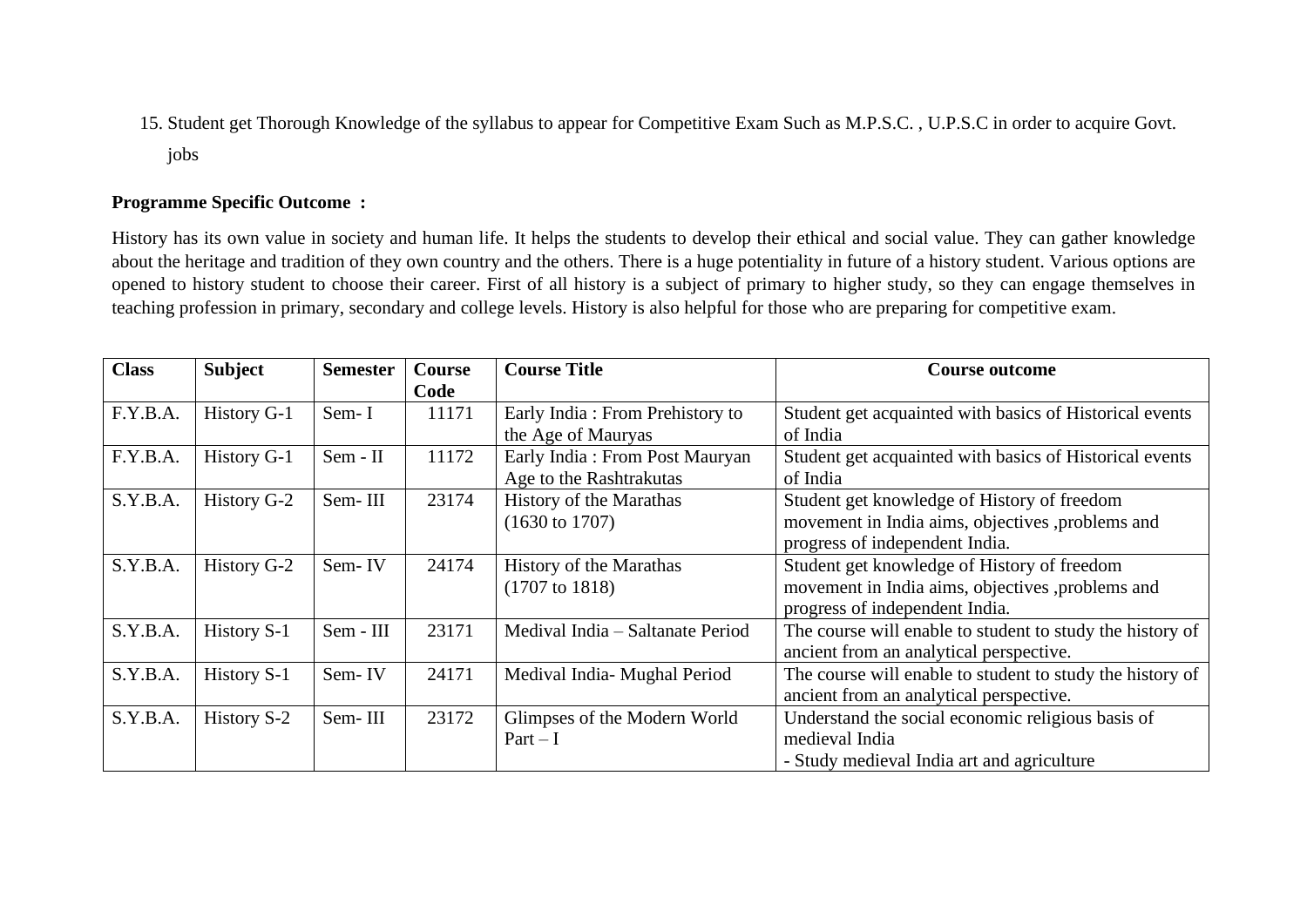15. Student get Thorough Knowledge of the syllabus to appear for Competitive Exam Such as M.P.S.C. , U.P.S.C in order to acquire Govt. jobs

**Programme Specific Outcome :**

History has its own value in society and human life. It helps the students to develop their ethical and social value. They can gather knowledge about the heritage and tradition of they own country and the others. There is a huge potentiality in future of a history student. Various options are opened to history student to choose their career. First of all history is a subject of primary to higher study, so they can engage themselves in teaching profession in primary, secondary and college levels. History is also helpful for those who are preparing for competitive exam.

| Class | Subject | Semester | Course Code | Course Title | Course outcome |
|---|---|---|---|---|---|
| F.Y.B.A. | History G-1 | Sem- I | 11171 | Early India : From Prehistory to the Age of Mauryas | Student get acquainted with basics of Historical events of India |
| F.Y.B.A. | History G-1 | Sem - II | 11172 | Early India : From Post Mauryan Age to the Rashtrakutas | Student get acquainted with basics of Historical events of India |
| S.Y.B.A. | History G-2 | Sem- III | 23174 | History of the Marathas (1630 to 1707) | Student get knowledge of History of freedom movement in India aims, objectives ,problems and progress of independent India. |
| S.Y.B.A. | History G-2 | Sem- IV | 24174 | History of the Marathas (1707 to 1818) | Student get knowledge of History of freedom movement in India aims, objectives ,problems and progress of independent India. |
| S.Y.B.A. | History S-1 | Sem - III | 23171 | Medival India – Saltanate Period | The course will enable to student to study the history of ancient from an analytical perspective. |
| S.Y.B.A. | History S-1 | Sem- IV | 24171 | Medival India- Mughal Period | The course will enable to student to study the history of ancient from an analytical perspective. |
| S.Y.B.A. | History S-2 | Sem- III | 23172 | Glimpses of the Modern World Part – I | Understand the social economic religious basis of medieval India<br>- Study medieval India art and agriculture |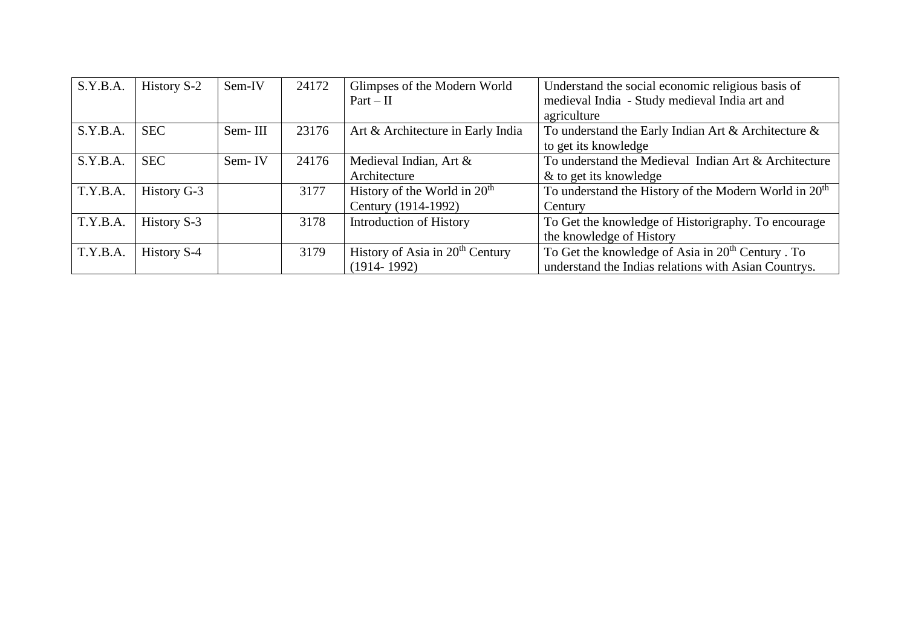| S.Y.B.A. | History S-2 | Sem-IV | 24172 | Glimpses of the Modern World Part – II | Understand the social economic religious basis of medieval India - Study medieval India art and agriculture |
|---|---|---|---|---|---|
| S.Y.B.A. | SEC | Sem- III | 23176 | Art & Architecture in Early India | To understand the Early Indian Art & Architecture & to get its knowledge |
| S.Y.B.A. | SEC | Sem- IV | 24176 | Medieval Indian, Art & Architecture | To understand the Medieval Indian Art & Architecture & to get its knowledge |
| T.Y.B.A. | History G-3 | | 3177 | History of the World in $20^{th}$ Century (1914-1992) | To understand the History of the Modern World in $20^{th}$ Century |
| T.Y.B.A. | History S-3 | | 3178 | Introduction of History | To Get the knowledge of Historigraphy. To encourage the knowledge of History |
| T.Y.B.A. | History S-4 | | 3179 | History of Asia in $20^{th}$ Century (1914- 1992) | To Get the knowledge of Asia in $20^{th}$ Century . To understand the Indias relations with Asian Countrys. |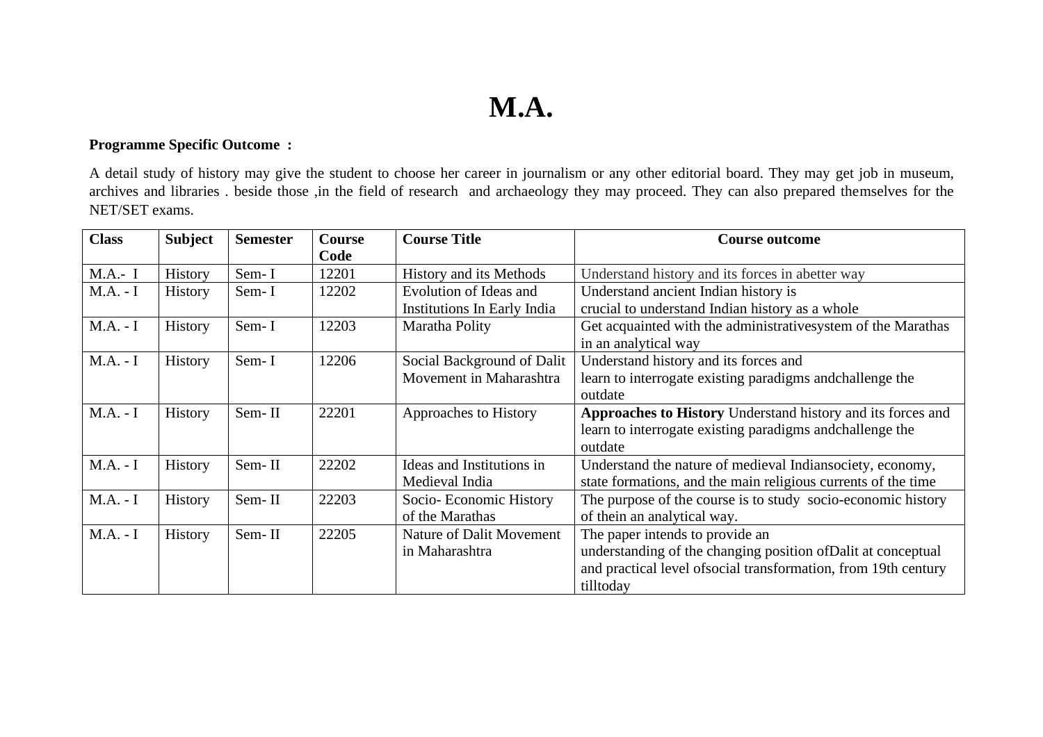# M.A.

**Programme Specific Outcome :**

A detail study of history may give the student to choose her career in journalism or any other editorial board. They may get job in museum, archives and libraries . beside those ,in the field of research and archaeology they may proceed. They can also prepared themselves for the NET/SET exams.

| **Class** | **Subject** | **Semester** | **Course Code** | **Course Title** | **Course outcome** |
|---|---|---|---|---|---|
| M.A.- I | History | Sem- I | 12201 | History and its Methods | Understand history and its forces in abetter way |
| M.A. - I | History | Sem- I | 12202 | Evolution of Ideas and Institutions In Early India | Understand ancient Indian history is crucial to understand Indian history as a whole |
| M.A. - I | History | Sem- I | 12203 | Maratha Polity | Get acquainted with the administrativesystem of the Marathas in an analytical way |
| M.A. - I | History | Sem- I | 12206 | Social Background of Dalit Movement in Maharashtra | Understand history and its forces and learn to interrogate existing paradigms andchallenge the outdate |
| M.A. - I | History | Sem- II | 22201 | Approaches to History | **Approaches to History** Understand history and its forces and learn to interrogate existing paradigms andchallenge the outdate |
| M.A. - I | History | Sem- II | 22202 | Ideas and Institutions in Medieval India | Understand the nature of medieval Indiansociety, economy, state formations, and the main religious currents of the time |
| M.A. - I | History | Sem- II | 22203 | Socio- Economic History of the Marathas | The purpose of the course is to study socio-economic history of thein an analytical way. |
| M.A. - I | History | Sem- II | 22205 | Nature of Dalit Movement in Maharashtra | The paper intends to provide an understanding of the changing position ofDalit at conceptual and practical level ofsocial transformation, from 19th century tilltoday |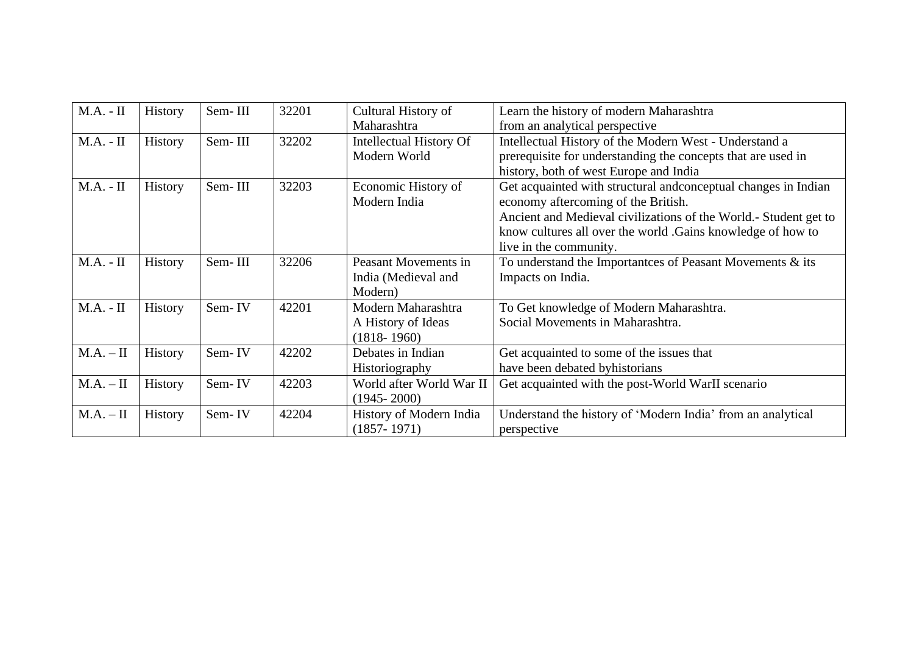| | | | | | |
|---|---|---|---|---|---|
| M.A. - II | History | Sem- III | 32201 | Cultural History of Maharashtra | Learn the history of modern Maharashtra from an analytical perspective |
| M.A. - II | History | Sem- III | 32202 | Intellectual History Of Modern World | Intellectual History of the Modern West - Understand a prerequisite for understanding the concepts that are used in history, both of west Europe and India |
| M.A. - II | History | Sem- III | 32203 | Economic History of Modern India | Get acquainted with structural andconceptual changes in Indian economy aftercoming of the British.<br>Ancient and Medieval civilizations of the World.- Student get to know cultures all over the world .Gains knowledge of how to live in the community. |
| M.A. - II | History | Sem- III | 32206 | Peasant Movements in India (Medieval and Modern) | To understand the Importantces of Peasant Movements & its Impacts on India. |
| M.A. - II | History | Sem- IV | 42201 | Modern Maharashtra A History of Ideas (1818- 1960) | To Get knowledge of Modern Maharashtra.<br>Social Movements in Maharashtra. |
| M.A. – II | History | Sem- IV | 42202 | Debates in Indian Historiography | Get acquainted to some of the issues that have been debated byhistorians |
| M.A. – II | History | Sem- IV | 42203 | World after World War II (1945- 2000) | Get acquainted with the post-World WarII scenario |
| M.A. – II | History | Sem- IV | 42204 | History of Modern India (1857- 1971) | Understand the history of 'Modern India' from an analytical perspective |